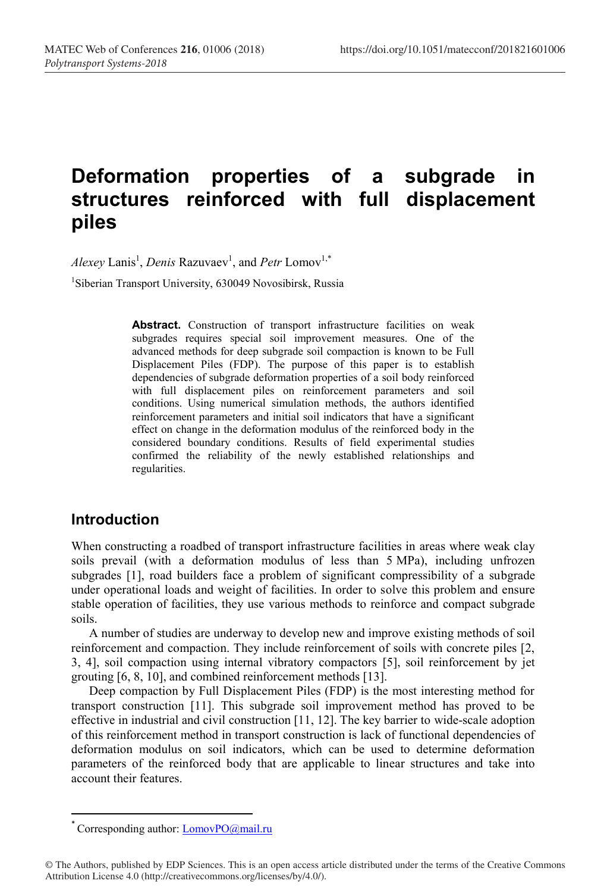# Deformation properties of a subgrade in structures reinforced with full displacement piles

*Alexey* Lanis[1], *Denis* Razuvaev[1], and *Petr* Lomov[1,*]

[1]Siberian Transport University, 630049 Novosibirsk, Russia

**Abstract.** Construction of transport infrastructure facilities on weak subgrades requires special soil improvement measures. One of the advanced methods for deep subgrade soil compaction is known to be Full Displacement Piles (FDP). The purpose of this paper is to establish dependencies of subgrade deformation properties of a soil body reinforced with full displacement piles on reinforcement parameters and soil conditions. Using numerical simulation methods, the authors identified reinforcement parameters and initial soil indicators that have a significant effect on change in the deformation modulus of the reinforced body in the considered boundary conditions. Results of field experimental studies confirmed the reliability of the newly established relationships and regularities.

## Introduction

When constructing a roadbed of transport infrastructure facilities in areas where weak clay soils prevail (with a deformation modulus of less than 5 MPa), including unfrozen subgrades [1], road builders face a problem of significant compressibility of a subgrade under operational loads and weight of facilities. In order to solve this problem and ensure stable operation of facilities, they use various methods to reinforce and compact subgrade soils.

A number of studies are underway to develop new and improve existing methods of soil reinforcement and compaction. They include reinforcement of soils with concrete piles [2, 3, 4], soil compaction using internal vibratory compactors [5], soil reinforcement by jet grouting [6, 8, 10], and combined reinforcement methods [13].

Deep compaction by Full Displacement Piles (FDP) is the most interesting method for transport construction [11]. This subgrade soil improvement method has proved to be effective in industrial and civil construction [11, 12]. The key barrier to wide-scale adoption of this reinforcement method in transport construction is lack of functional dependencies of deformation modulus on soil indicators, which can be used to determine deformation parameters of the reinforced body that are applicable to linear structures and take into account their features.

---

[*] Corresponding author: LomovPO@mail.ru

© The Authors, published by EDP Sciences. This is an open access article distributed under the terms of the Creative Commons Attribution License 4.0 (http://creativecommons.org/licenses/by/4.0/).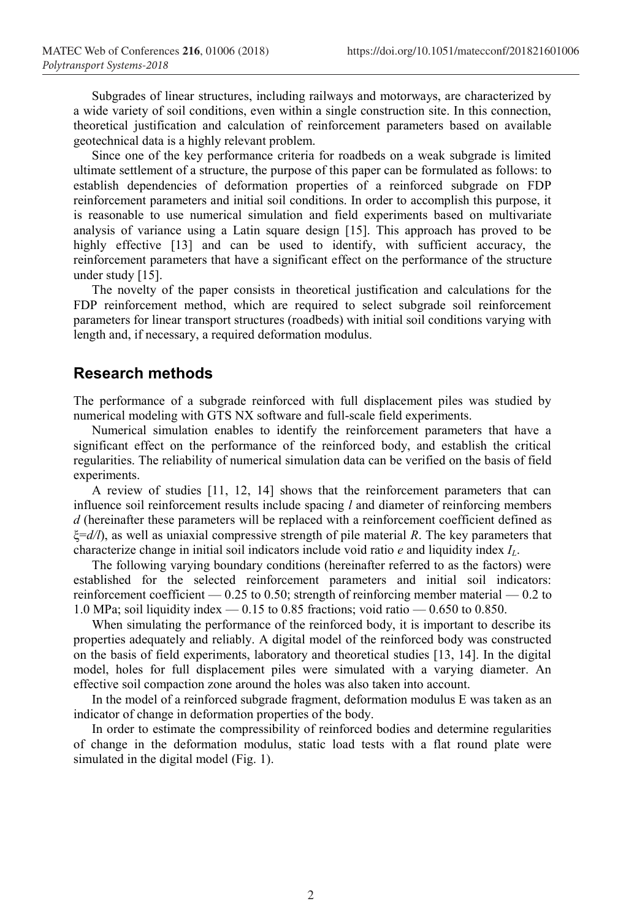Subgrades of linear structures, including railways and motorways, are characterized by a wide variety of soil conditions, even within a single construction site. In this connection, theoretical justification and calculation of reinforcement parameters based on available geotechnical data is a highly relevant problem.

Since one of the key performance criteria for roadbeds on a weak subgrade is limited ultimate settlement of a structure, the purpose of this paper can be formulated as follows: to establish dependencies of deformation properties of a reinforced subgrade on FDP reinforcement parameters and initial soil conditions. In order to accomplish this purpose, it is reasonable to use numerical simulation and field experiments based on multivariate analysis of variance using a Latin square design [15]. This approach has proved to be highly effective [13] and can be used to identify, with sufficient accuracy, the reinforcement parameters that have a significant effect on the performance of the structure under study [15].

The novelty of the paper consists in theoretical justification and calculations for the FDP reinforcement method, which are required to select subgrade soil reinforcement parameters for linear transport structures (roadbeds) with initial soil conditions varying with length and, if necessary, a required deformation modulus.

## Research methods

The performance of a subgrade reinforced with full displacement piles was studied by numerical modeling with GTS NX software and full-scale field experiments.

Numerical simulation enables to identify the reinforcement parameters that have a significant effect on the performance of the reinforced body, and establish the critical regularities. The reliability of numerical simulation data can be verified on the basis of field experiments.

A review of studies [11, 12, 14] shows that the reinforcement parameters that can influence soil reinforcement results include spacing $l$ and diameter of reinforcing members $d$ (hereinafter these parameters will be replaced with a reinforcement coefficient defined as $\xi=d/l$), as well as uniaxial compressive strength of pile material $R$. The key parameters that characterize change in initial soil indicators include void ratio $e$ and liquidity index $I_L$.

The following varying boundary conditions (hereinafter referred to as the factors) were established for the selected reinforcement parameters and initial soil indicators: reinforcement coefficient — 0.25 to 0.50; strength of reinforcing member material — 0.2 to 1.0 MPa; soil liquidity index — 0.15 to 0.85 fractions; void ratio — 0.650 to 0.850.

When simulating the performance of the reinforced body, it is important to describe its properties adequately and reliably. A digital model of the reinforced body was constructed on the basis of field experiments, laboratory and theoretical studies [13, 14]. In the digital model, holes for full displacement piles were simulated with a varying diameter. An effective soil compaction zone around the holes was also taken into account.

In the model of a reinforced subgrade fragment, deformation modulus E was taken as an indicator of change in deformation properties of the body.

In order to estimate the compressibility of reinforced bodies and determine regularities of change in the deformation modulus, static load tests with a flat round plate were simulated in the digital model (Fig. 1).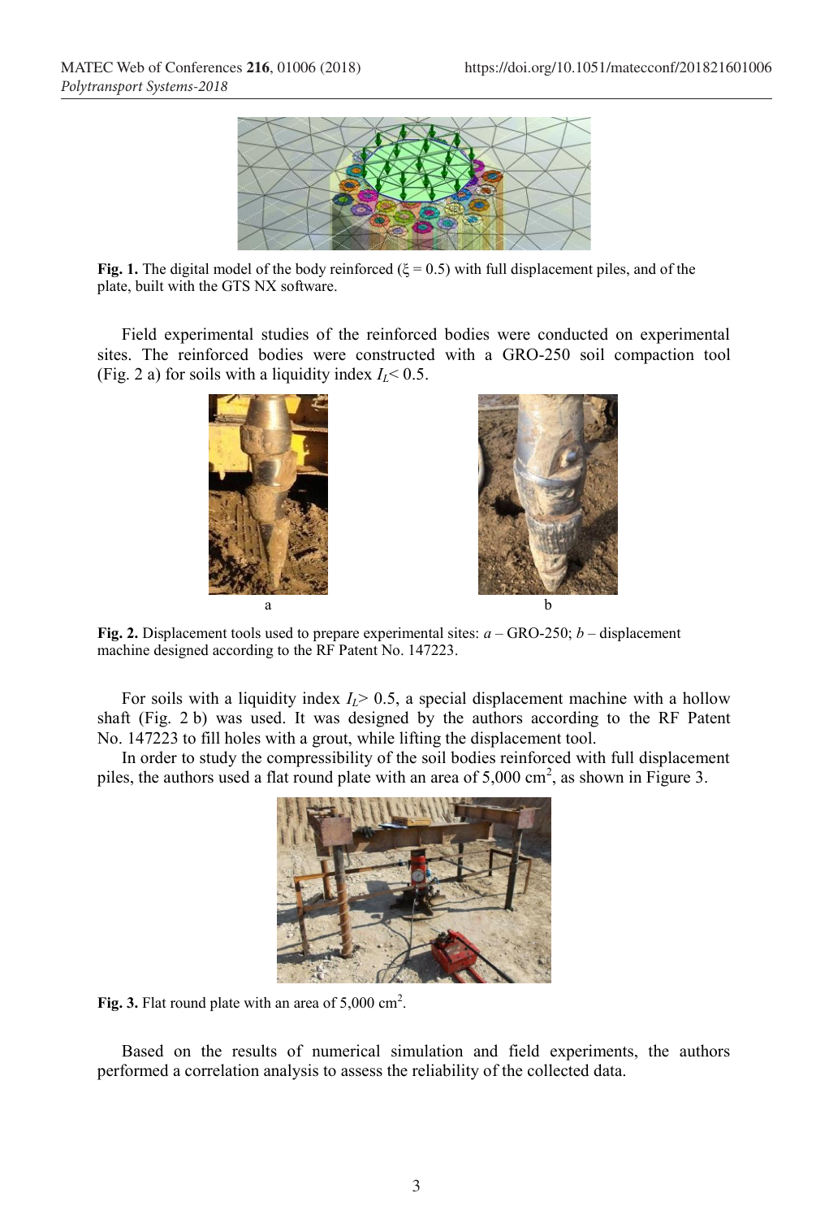**Fig. 1.** The digital model of the body reinforced ($\xi = 0.5$) with full displacement piles, and of the plate, built with the GTS NX software.

Field experimental studies of the reinforced bodies were conducted on experimental sites. The reinforced bodies were constructed with a GRO-250 soil compaction tool (Fig. 2 a) for soils with a liquidity index $I_L < 0.5$.

a

b

**Fig. 2.** Displacement tools used to prepare experimental sites: *a* – GRO-250; *b* – displacement machine designed according to the RF Patent No. 147223.

For soils with a liquidity index $I_L > 0.5$, a special displacement machine with a hollow shaft (Fig. 2 b) was used. It was designed by the authors according to the RF Patent No. 147223 to fill holes with a grout, while lifting the displacement tool.

In order to study the compressibility of the soil bodies reinforced with full displacement piles, the authors used a flat round plate with an area of 5,000 cm$^2$, as shown in Figure 3.

**Fig. 3.** Flat round plate with an area of 5,000 cm$^2$.

Based on the results of numerical simulation and field experiments, the authors performed a correlation analysis to assess the reliability of the collected data.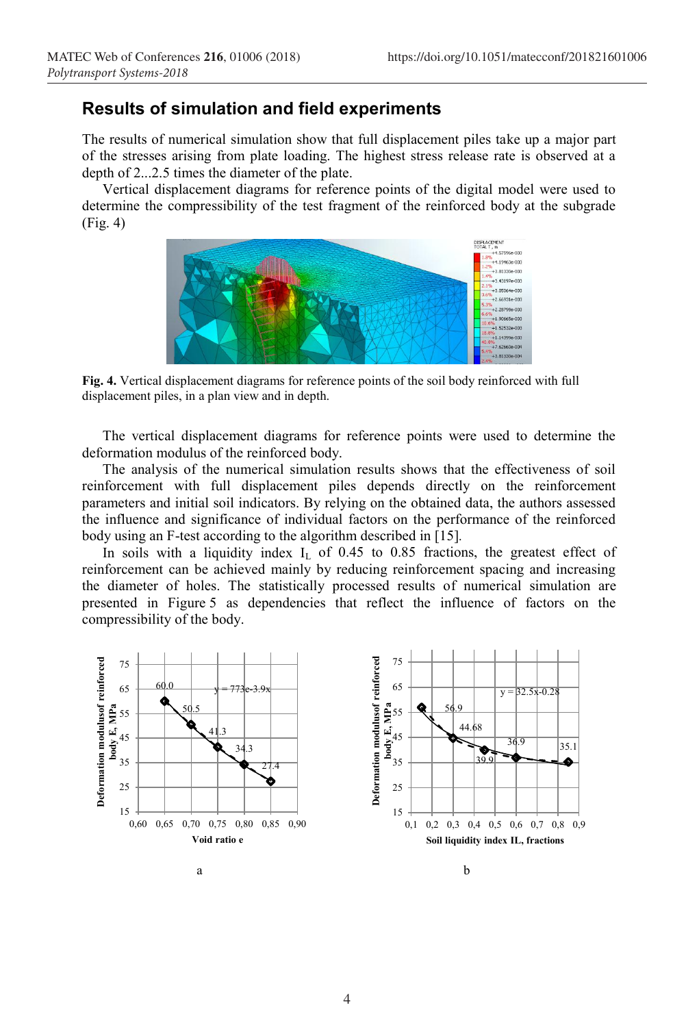## Results of simulation and field experiments

The results of numerical simulation show that full displacement piles take up a major part of the stresses arising from plate loading. The highest stress release rate is observed at a depth of 2...2.5 times the diameter of the plate.

Vertical displacement diagrams for reference points of the digital model were used to determine the compressibility of the test fragment of the reinforced body at the subgrade (Fig. 4)

**Fig. 4.** Vertical displacement diagrams for reference points of the soil body reinforced with full displacement piles, in a plan view and in depth.

The vertical displacement diagrams for reference points were used to determine the deformation modulus of the reinforced body.

The analysis of the numerical simulation results shows that the effectiveness of soil reinforcement with full displacement piles depends directly on the reinforcement parameters and initial soil indicators. By relying on the obtained data, the authors assessed the influence and significance of individual factors on the performance of the reinforced body using an F-test according to the algorithm described in [15].

In soils with a liquidity index $I_L$ of 0.45 to 0.85 fractions, the greatest effect of reinforcement can be achieved mainly by reducing reinforcement spacing and increasing the diameter of holes. The statistically processed results of numerical simulation are presented in Figure 5 as dependencies that reflect the influence of factors on the compressibility of the body.

a

b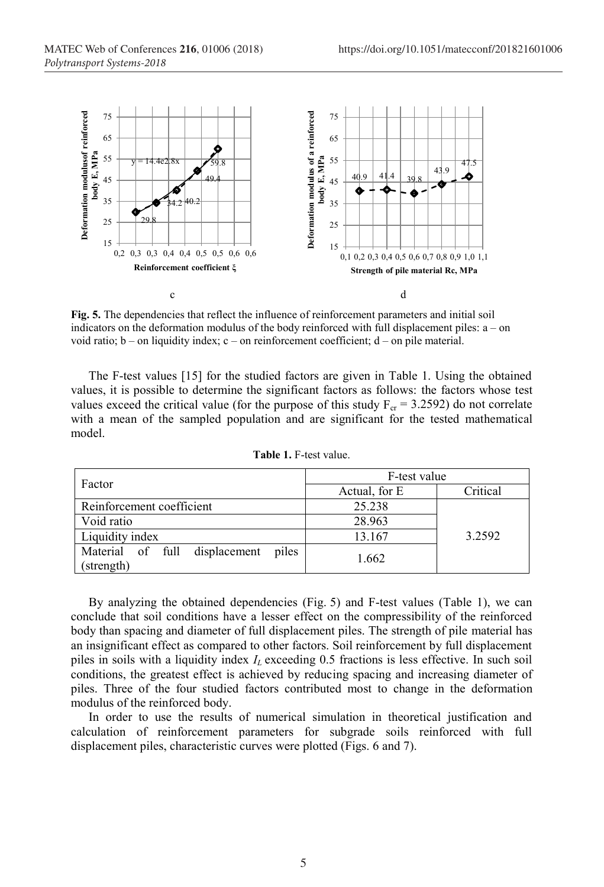c

d

**Fig. 5.** The dependencies that reflect the influence of reinforcement parameters and initial soil indicators on the deformation modulus of the body reinforced with full displacement piles: a – on void ratio; b – on liquidity index; c – on reinforcement coefficient; d – on pile material.

The F-test values [15] for the studied factors are given in Table 1. Using the obtained values, it is possible to determine the significant factors as follows: the factors whose test values exceed the critical value (for the purpose of this study $F_{cr} = 3.2592$) do not correlate with a mean of the sampled population and are significant for the tested mathematical model.

**Table 1.** F-test value.

| Factor | F-test value | |
|---|---|---|
| | Actual, for E | Critical |
| Reinforcement coefficient | 25.238 | 3.2592 |
| Void ratio | 28.963 | |
| Liquidity index | 13.167 | |
| Material of full displacement piles (strength) | 1.662 | |

By analyzing the obtained dependencies (Fig. 5) and F-test values (Table 1), we can conclude that soil conditions have a lesser effect on the compressibility of the reinforced body than spacing and diameter of full displacement piles. The strength of pile material has an insignificant effect as compared to other factors. Soil reinforcement by full displacement piles in soils with a liquidity index $I_L$ exceeding 0.5 fractions is less effective. In such soil conditions, the greatest effect is achieved by reducing spacing and increasing diameter of piles. Three of the four studied factors contributed most to change in the deformation modulus of the reinforced body.

In order to use the results of numerical simulation in theoretical justification and calculation of reinforcement parameters for subgrade soils reinforced with full displacement piles, characteristic curves were plotted (Figs. 6 and 7).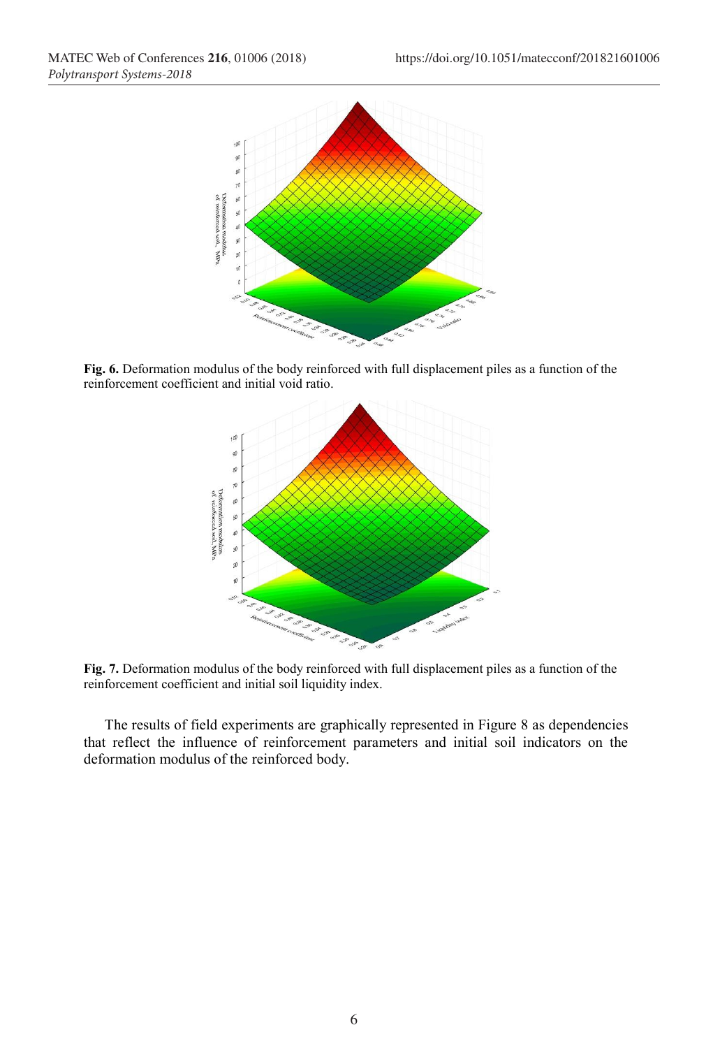**Fig. 6.** Deformation modulus of the body reinforced with full displacement piles as a function of the reinforcement coefficient and initial void ratio.

**Fig. 7.** Deformation modulus of the body reinforced with full displacement piles as a function of the reinforcement coefficient and initial soil liquidity index.

The results of field experiments are graphically represented in Figure 8 as dependencies that reflect the influence of reinforcement parameters and initial soil indicators on the deformation modulus of the reinforced body.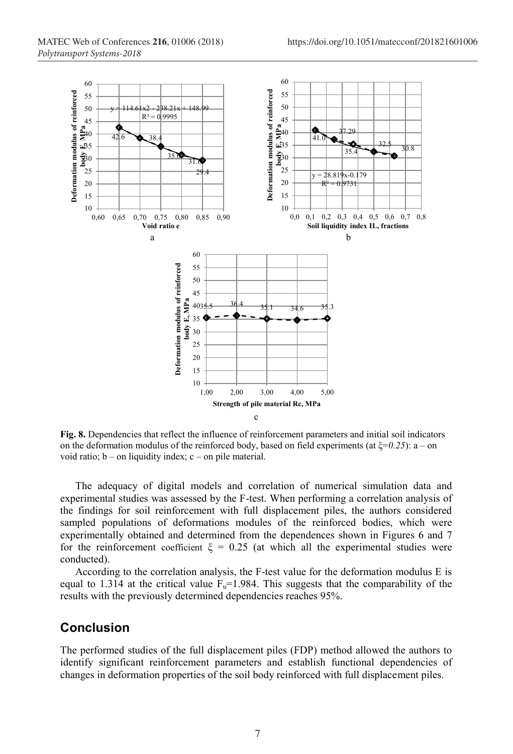**Fig. 8.** Dependencies that reflect the influence of reinforcement parameters and initial soil indicators on the deformation modulus of the reinforced body, based on field experiments (at $\xi=0.25$): a – on void ratio; b – on liquidity index; c – on pile material.

The adequacy of digital models and correlation of numerical simulation data and experimental studies was assessed by the F-test. When performing a correlation analysis of the findings for soil reinforcement with full displacement piles, the authors considered sampled populations of deformations modules of the reinforced bodies, which were experimentally obtained and determined from the dependences shown in Figures 6 and 7 for the reinforcement coefficient $\xi = 0.25$ (at which all the experimental studies were conducted).

According to the correlation analysis, the F-test value for the deformation modulus E is equal to 1.314 at the critical value $F_u$=1.984. This suggests that the comparability of the results with the previously determined dependencies reaches 95%.

## Conclusion

The performed studies of the full displacement piles (FDP) method allowed the authors to identify significant reinforcement parameters and establish functional dependencies of changes in deformation properties of the soil body reinforced with full displacement piles.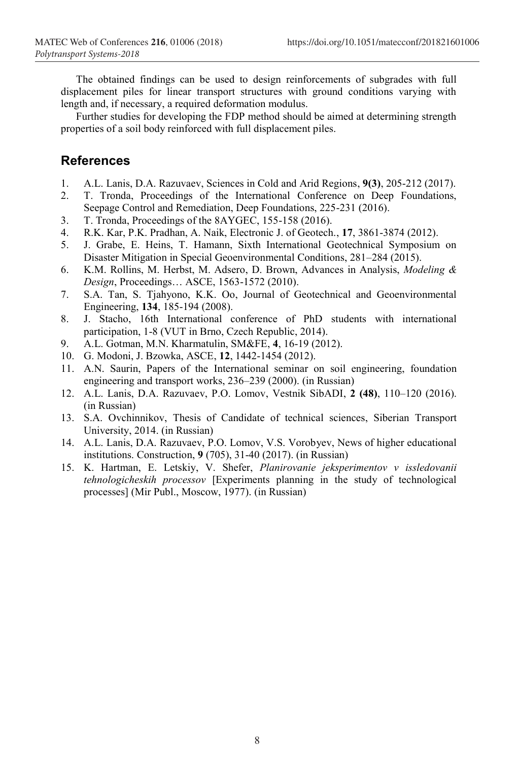The obtained findings can be used to design reinforcements of subgrades with full displacement piles for linear transport structures with ground conditions varying with length and, if necessary, a required deformation modulus.

Further studies for developing the FDP method should be aimed at determining strength properties of a soil body reinforced with full displacement piles.

## References

1. A.L. Lanis, D.A. Razuvaev, Sciences in Cold and Arid Regions, **9(3)**, 205-212 (2017).
2. T. Tronda, Proceedings of the International Conference on Deep Foundations, Seepage Control and Remediation, Deep Foundations, 225-231 (2016).
3. T. Tronda, Proceedings of the 8AYGEC, 155-158 (2016).
4. R.K. Kar, P.K. Pradhan, A. Naik, Electronic J. of Geotech., **17**, 3861-3874 (2012).
5. J. Grabe, E. Heins, T. Hamann, Sixth International Geotechnical Symposium on Disaster Mitigation in Special Geoenvironmental Conditions, 281–284 (2015).
6. K.M. Rollins, M. Herbst, M. Adsero, D. Brown, Advances in Analysis, *Modeling & Design*, Proceedings… ASCE, 1563-1572 (2010).
7. S.A. Tan, S. Tjahyono, K.K. Oo, Journal of Geotechnical and Geoenvironmental Engineering, **134**, 185-194 (2008).
8. J. Stacho, 16th International conference of PhD students with international participation, 1-8 (VUT in Brno, Czech Republic, 2014).
9. A.L. Gotman, M.N. Kharmatulin, SM&FE, **4**, 16-19 (2012).
10. G. Modoni, J. Bzowka, ASCE, **12**, 1442-1454 (2012).
11. A.N. Saurin, Papers of the International seminar on soil engineering, foundation engineering and transport works, 236–239 (2000). (in Russian)
12. A.L. Lanis, D.A. Razuvaev, P.O. Lomov, Vestnik SibADI, **2 (48)**, 110–120 (2016). (in Russian)
13. S.A. Ovchinnikov, Thesis of Candidate of technical sciences, Siberian Transport University, 2014. (in Russian)
14. A.L. Lanis, D.A. Razuvaev, P.O. Lomov, V.S. Vorobyev, News of higher educational institutions. Construction, **9** (705), 31-40 (2017). (in Russian)
15. K. Hartman, E. Letskiy, V. Shefer, *Planirovanie jeksperimentov v issledovanii tehnologicheskih processov* [Experiments planning in the study of technological processes] (Mir Publ., Moscow, 1977). (in Russian)